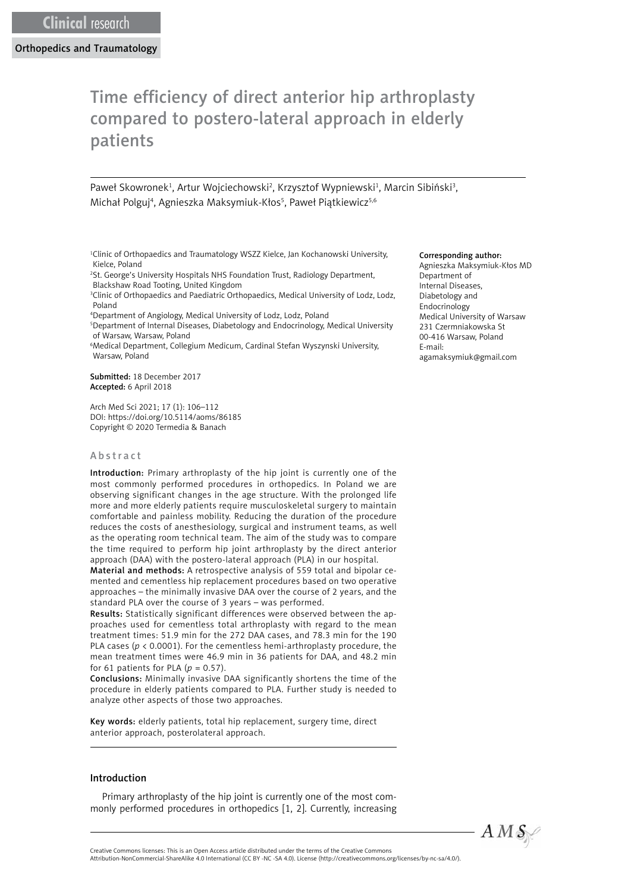Clinical research

Orthopedics and Traumatology

# Time efficiency of direct anterior hip arthroplasty compared to postero-lateral approach in elderly patients

Paweł Skowronek[1], Artur Wojciechowski[2], Krzysztof Wypniewski[1], Marcin Sibiński[3], Michał Polguj[4], Agnieszka Maksymiuk-Kłos[5], Paweł Piątkiewicz[5,6]

[1]Clinic of Orthopaedics and Traumatology WSZZ Kielce, Jan Kochanowski University, Kielce, Poland
[2]St. George's University Hospitals NHS Foundation Trust, Radiology Department, Blackshaw Road Tooting, United Kingdom
[3]Clinic of Orthopaedics and Paediatric Orthopaedics, Medical University of Lodz, Lodz, Poland
[4]Department of Angiology, Medical University of Lodz, Lodz, Poland
[5]Department of Internal Diseases, Diabetology and Endocrinology, Medical University of Warsaw, Warsaw, Poland
[6]Medical Department, Collegium Medicum, Cardinal Stefan Wyszynski University, Warsaw, Poland

**Corresponding author:**
Agnieszka Maksymiuk-Kłos MD
Department of Internal Diseases, Diabetology and Endocrinology
Medical University of Warsaw
231 Czermniakowska St
00-416 Warsaw, Poland
E-mail: agamaksymiuk@gmail.com

**Submitted:** 18 December 2017
**Accepted:** 6 April 2018

Arch Med Sci 2021; 17 (1): 106–112
DOI: https://doi.org/10.5114/aoms/86185
Copyright © 2020 Termedia & Banach

## Abstract

**Introduction:** Primary arthroplasty of the hip joint is currently one of the most commonly performed procedures in orthopedics. In Poland we are observing significant changes in the age structure. With the prolonged life more and more elderly patients require musculoskeletal surgery to maintain comfortable and painless mobility. Reducing the duration of the procedure reduces the costs of anesthesiology, surgical and instrument teams, as well as the operating room technical team. The aim of the study was to compare the time required to perform hip joint arthroplasty by the direct anterior approach (DAA) with the postero-lateral approach (PLA) in our hospital.

**Material and methods:** A retrospective analysis of 559 total and bipolar cemented and cementless hip replacement procedures based on two operative approaches – the minimally invasive DAA over the course of 2 years, and the standard PLA over the course of 3 years – was performed.

**Results:** Statistically significant differences were observed between the approaches used for cementless total arthroplasty with regard to the mean treatment times: 51.9 min for the 272 DAA cases, and 78.3 min for the 190 PLA cases ($p < 0.0001$). For the cementless hemi-arthroplasty procedure, the mean treatment times were 46.9 min in 36 patients for DAA, and 48.2 min for 61 patients for PLA ($p = 0.57$).

**Conclusions:** Minimally invasive DAA significantly shortens the time of the procedure in elderly patients compared to PLA. Further study is needed to analyze other aspects of those two approaches.

**Key words:** elderly patients, total hip replacement, surgery time, direct anterior approach, posterolateral approach.

## Introduction

Primary arthroplasty of the hip joint is currently one of the most commonly performed procedures in orthopedics [1, 2]. Currently, increasing

Creative Commons licenses: This is an Open Access article distributed under the terms of the Creative Commons Attribution-NonCommercial-ShareAlike 4.0 International (CC BY -NC -SA 4.0). License (http://creativecommons.org/licenses/by-nc-sa/4.0/).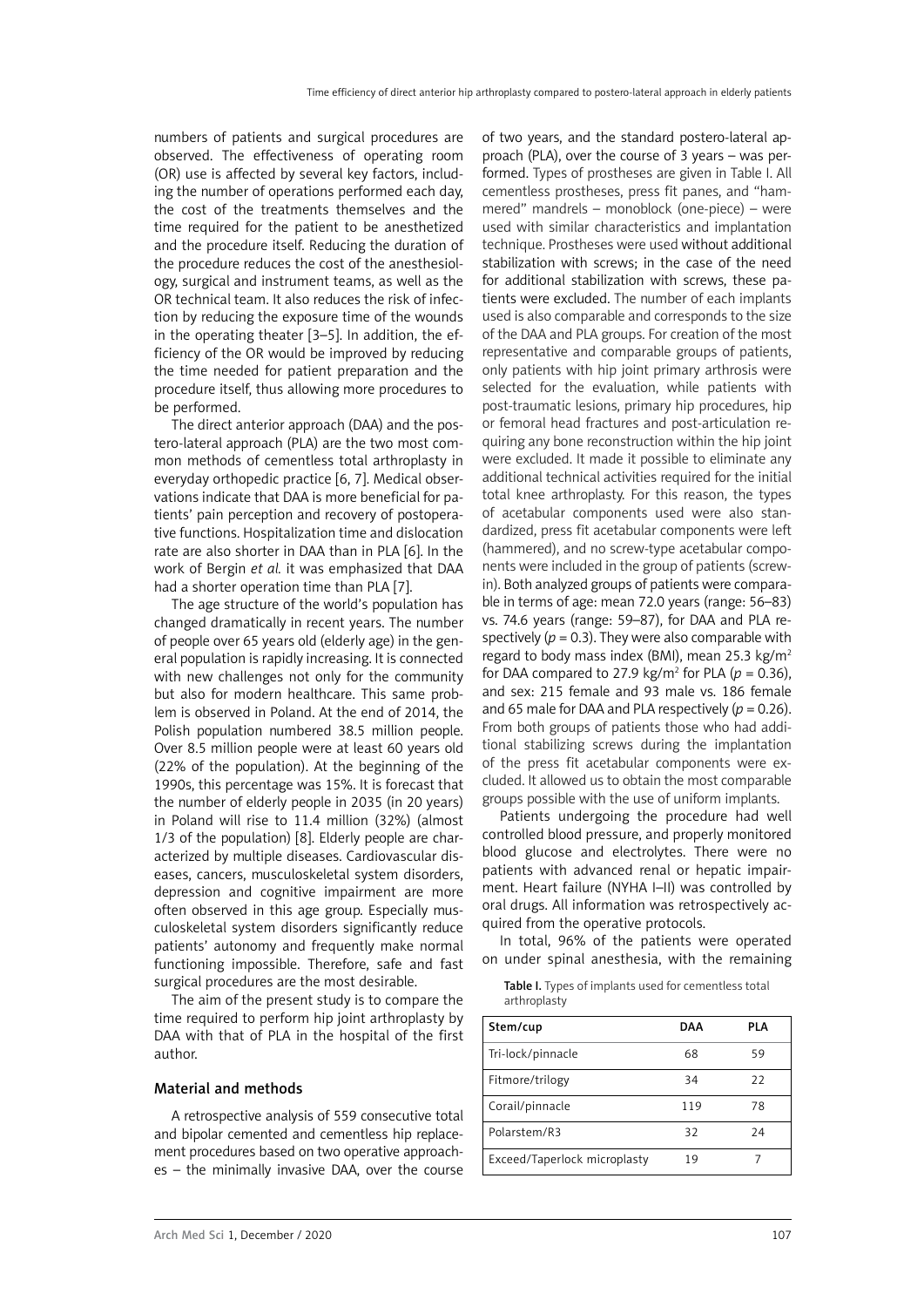numbers of patients and surgical procedures are observed. The effectiveness of operating room (OR) use is affected by several key factors, including the number of operations performed each day, the cost of the treatments themselves and the time required for the patient to be anesthetized and the procedure itself. Reducing the duration of the procedure reduces the cost of the anesthesiology, surgical and instrument teams, as well as the OR technical team. It also reduces the risk of infection by reducing the exposure time of the wounds in the operating theater [3–5]. In addition, the efficiency of the OR would be improved by reducing the time needed for patient preparation and the procedure itself, thus allowing more procedures to be performed.

The direct anterior approach (DAA) and the postero-lateral approach (PLA) are the two most common methods of cementless total arthroplasty in everyday orthopedic practice [6, 7]. Medical observations indicate that DAA is more beneficial for patients' pain perception and recovery of postoperative functions. Hospitalization time and dislocation rate are also shorter in DAA than in PLA [6]. In the work of Bergin *et al.* it was emphasized that DAA had a shorter operation time than PLA [7].

The age structure of the world's population has changed dramatically in recent years. The number of people over 65 years old (elderly age) in the general population is rapidly increasing. It is connected with new challenges not only for the community but also for modern healthcare. This same problem is observed in Poland. At the end of 2014, the Polish population numbered 38.5 million people. Over 8.5 million people were at least 60 years old (22% of the population). At the beginning of the 1990s, this percentage was 15%. It is forecast that the number of elderly people in 2035 (in 20 years) in Poland will rise to 11.4 million (32%) (almost 1/3 of the population) [8]. Elderly people are characterized by multiple diseases. Cardiovascular diseases, cancers, musculoskeletal system disorders, depression and cognitive impairment are more often observed in this age group. Especially musculoskeletal system disorders significantly reduce patients' autonomy and frequently make normal functioning impossible. Therefore, safe and fast surgical procedures are the most desirable.

The aim of the present study is to compare the time required to perform hip joint arthroplasty by DAA with that of PLA in the hospital of the first author.

## Material and methods

A retrospective analysis of 559 consecutive total and bipolar cemented and cementless hip replacement procedures based on two operative approaches – the minimally invasive DAA, over the course of two years, and the standard postero-lateral approach (PLA), over the course of 3 years – was performed. Types of prostheses are given in Table I. All cementless prostheses, press fit panes, and "hammered" mandrels – monoblock (one-piece) – were used with similar characteristics and implantation technique. Prostheses were used without additional stabilization with screws; in the case of the need for additional stabilization with screws, these patients were excluded. The number of each implants used is also comparable and corresponds to the size of the DAA and PLA groups. For creation of the most representative and comparable groups of patients, only patients with hip joint primary arthrosis were selected for the evaluation, while patients with post-traumatic lesions, primary hip procedures, hip or femoral head fractures and post-articulation requiring any bone reconstruction within the hip joint were excluded. It made it possible to eliminate any additional technical activities required for the initial total knee arthroplasty. For this reason, the types of acetabular components used were also standardized, press fit acetabular components were left (hammered), and no screw-type acetabular components were included in the group of patients (screw-in). Both analyzed groups of patients were comparable in terms of age: mean 72.0 years (range: 56–83) vs. 74.6 years (range: 59–87), for DAA and PLA respectively ($p = 0.3$). They were also comparable with regard to body mass index (BMI), mean 25.3 kg/m$^2$ for DAA compared to 27.9 kg/m$^2$ for PLA ($p = 0.36$), and sex: 215 female and 93 male vs. 186 female and 65 male for DAA and PLA respectively ($p = 0.26$). From both groups of patients those who had additional stabilizing screws during the implantation of the press fit acetabular components were excluded. It allowed us to obtain the most comparable groups possible with the use of uniform implants.

Patients undergoing the procedure had well controlled blood pressure, and properly monitored blood glucose and electrolytes. There were no patients with advanced renal or hepatic impairment. Heart failure (NYHA I–II) was controlled by oral drugs. All information was retrospectively acquired from the operative protocols.

In total, 96% of the patients were operated on under spinal anesthesia, with the remaining

**Table I.** Types of implants used for cementless total arthroplasty

| Stem/cup | DAA | PLA |
|---|---|---|
| Tri-lock/pinnacle | 68 | 59 |
| Fitmore/trilogy | 34 | 22 |
| Corail/pinnacle | 119 | 78 |
| Polarstem/R3 | 32 | 24 |
| Exceed/Taperlock microplasty | 19 | 7 |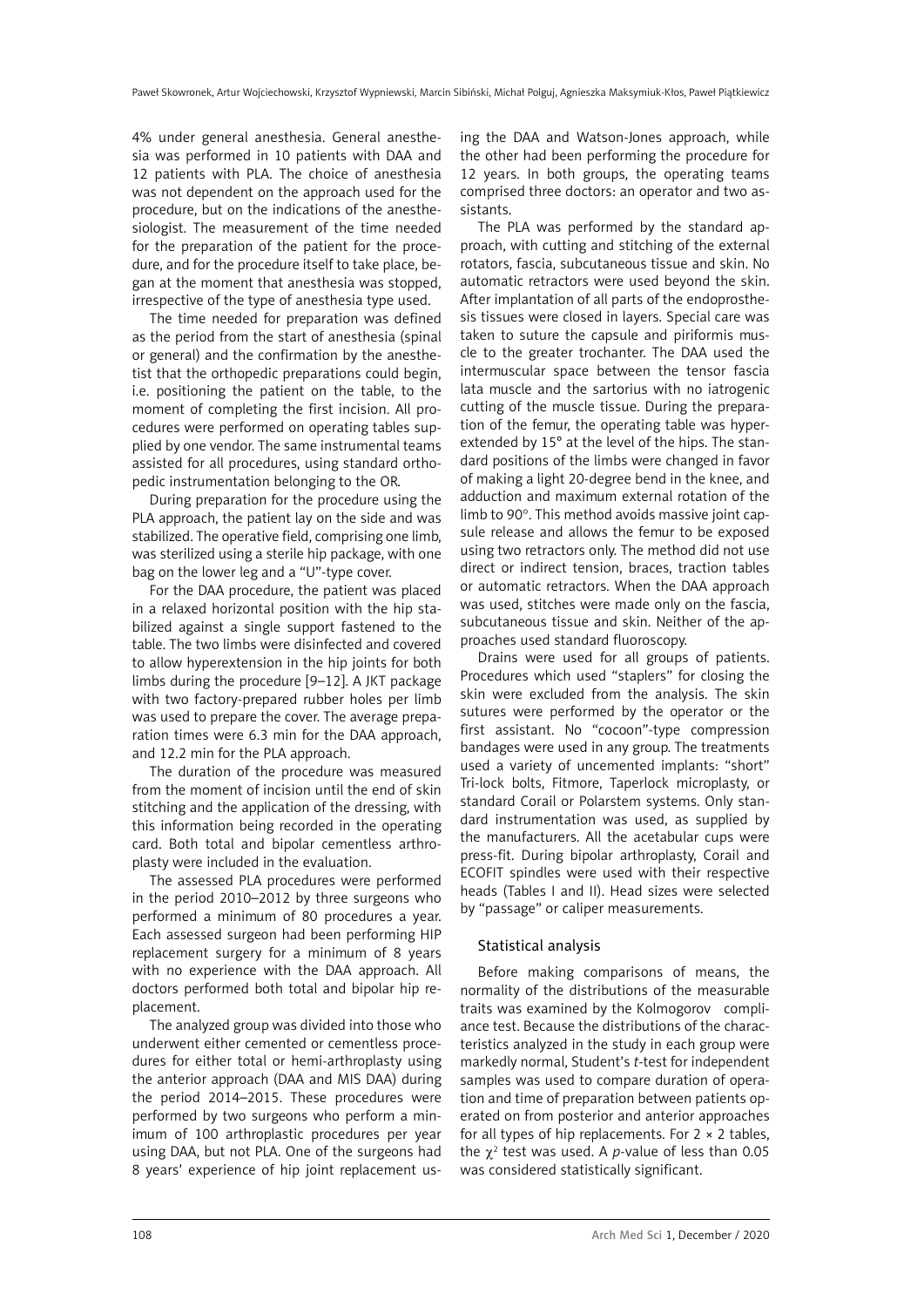4% under general anesthesia. General anesthesia was performed in 10 patients with DAA and 12 patients with PLA. The choice of anesthesia was not dependent on the approach used for the procedure, but on the indications of the anesthesiologist. The measurement of the time needed for the preparation of the patient for the procedure, and for the procedure itself to take place, began at the moment that anesthesia was stopped, irrespective of the type of anesthesia type used.

The time needed for preparation was defined as the period from the start of anesthesia (spinal or general) and the confirmation by the anesthetist that the orthopedic preparations could begin, i.e. positioning the patient on the table, to the moment of completing the first incision. All procedures were performed on operating tables supplied by one vendor. The same instrumental teams assisted for all procedures, using standard orthopedic instrumentation belonging to the OR.

During preparation for the procedure using the PLA approach, the patient lay on the side and was stabilized. The operative field, comprising one limb, was sterilized using a sterile hip package, with one bag on the lower leg and a "U"-type cover.

For the DAA procedure, the patient was placed in a relaxed horizontal position with the hip stabilized against a single support fastened to the table. The two limbs were disinfected and covered to allow hyperextension in the hip joints for both limbs during the procedure [9–12]. A JKT package with two factory-prepared rubber holes per limb was used to prepare the cover. The average preparation times were 6.3 min for the DAA approach, and 12.2 min for the PLA approach.

The duration of the procedure was measured from the moment of incision until the end of skin stitching and the application of the dressing, with this information being recorded in the operating card. Both total and bipolar cementless arthroplasty were included in the evaluation.

The assessed PLA procedures were performed in the period 2010–2012 by three surgeons who performed a minimum of 80 procedures a year. Each assessed surgeon had been performing HIP replacement surgery for a minimum of 8 years with no experience with the DAA approach. All doctors performed both total and bipolar hip replacement.

The analyzed group was divided into those who underwent either cemented or cementless procedures for either total or hemi-arthroplasty using the anterior approach (DAA and MIS DAA) during the period 2014–2015. These procedures were performed by two surgeons who perform a minimum of 100 arthroplastic procedures per year using DAA, but not PLA. One of the surgeons had 8 years' experience of hip joint replacement using the DAA and Watson-Jones approach, while the other had been performing the procedure for 12 years. In both groups, the operating teams comprised three doctors: an operator and two assistants.

The PLA was performed by the standard approach, with cutting and stitching of the external rotators, fascia, subcutaneous tissue and skin. No automatic retractors were used beyond the skin. After implantation of all parts of the endoprosthesis tissues were closed in layers. Special care was taken to suture the capsule and piriformis muscle to the greater trochanter. The DAA used the intermuscular space between the tensor fascia lata muscle and the sartorius with no iatrogenic cutting of the muscle tissue. During the preparation of the femur, the operating table was hyperextended by 15° at the level of the hips. The standard positions of the limbs were changed in favor of making a light 20-degree bend in the knee, and adduction and maximum external rotation of the limb to 90°. This method avoids massive joint capsule release and allows the femur to be exposed using two retractors only. The method did not use direct or indirect tension, braces, traction tables or automatic retractors. When the DAA approach was used, stitches were made only on the fascia, subcutaneous tissue and skin. Neither of the approaches used standard fluoroscopy.

Drains were used for all groups of patients. Procedures which used "staplers" for closing the skin were excluded from the analysis. The skin sutures were performed by the operator or the first assistant. No "cocoon"-type compression bandages were used in any group. The treatments used a variety of uncemented implants: "short" Tri-lock bolts, Fitmore, Taperlock microplasty, or standard Corail or Polarstem systems. Only standard instrumentation was used, as supplied by the manufacturers. All the acetabular cups were press-fit. During bipolar arthroplasty, Corail and ECOFIT spindles were used with their respective heads (Tables I and II). Head sizes were selected by "passage" or caliper measurements.

### Statistical analysis

Before making comparisons of means, the normality of the distributions of the measurable traits was examined by the Kolmogorov compliance test. Because the distributions of the characteristics analyzed in the study in each group were markedly normal, Student's *t*-test for independent samples was used to compare duration of operation and time of preparation between patients operated on from posterior and anterior approaches for all types of hip replacements. For 2 × 2 tables, the $\chi^2$ test was used. A *p*-value of less than 0.05 was considered statistically significant.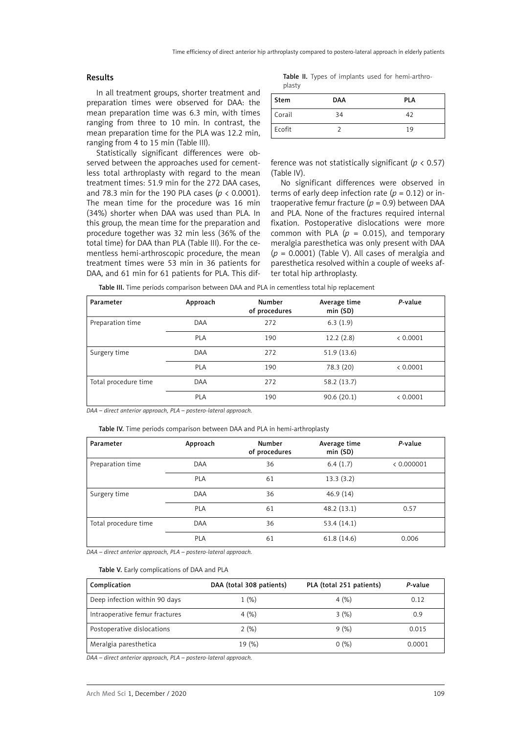## Results

In all treatment groups, shorter treatment and preparation times were observed for DAA: the mean preparation time was 6.3 min, with times ranging from three to 10 min. In contrast, the mean preparation time for the PLA was 12.2 min, ranging from 4 to 15 min (Table III).

Statistically significant differences were observed between the approaches used for cementless total arthroplasty with regard to the mean treatment times: 51.9 min for the 272 DAA cases, and 78.3 min for the 190 PLA cases ($p < 0.0001$). The mean time for the procedure was 16 min (34%) shorter when DAA was used than PLA. In this group, the mean time for the preparation and procedure together was 32 min less (36% of the total time) for DAA than PLA (Table III). For the cementless hemi-arthroscopic procedure, the mean treatment times were 53 min in 36 patients for DAA, and 61 min for 61 patients for PLA. This difference was not statistically significant ($p < 0.57$) (Table IV).

No significant differences were observed in terms of early deep infection rate ($p = 0.12$) or intraoperative femur fracture ($p = 0.9$) between DAA and PLA. None of the fractures required internal fixation. Postoperative dislocations were more common with PLA ($p = 0.015$), and temporary meralgia paresthetica was only present with DAA ($p = 0.0001$) (Table V). All cases of meralgia and paresthetica resolved within a couple of weeks after total hip arthroplasty.

**Table II.** Types of implants used for hemi-arthroplasty

| Stem | DAA | PLA |
|---|---|---|
| Corail | 34 | 42 |
| Ecofit | 2 | 19 |

**Table III.** Time periods comparison between DAA and PLA in cementless total hip replacement

| Parameter | Approach | Number of procedures | Average time min (SD) | *P*-value |
|---|---|---|---|---|
| Preparation time | DAA | 272 | 6.3 (1.9) | |
| | PLA | 190 | 12.2 (2.8) | < 0.0001 |
| Surgery time | DAA | 272 | 51.9 (13.6) | |
| | PLA | 190 | 78.3 (20) | < 0.0001 |
| Total procedure time | DAA | 272 | 58.2 (13.7) | |
| | PLA | 190 | 90.6 (20.1) | < 0.0001 |

*DAA – direct anterior approach, PLA – postero-lateral approach.*

**Table IV.** Time periods comparison between DAA and PLA in hemi-arthroplasty

| Parameter | Approach | Number of procedures | Average time min (SD) | *P*-value |
|---|---|---|---|---|
| Preparation time | DAA | 36 | 6.4 (1.7) | < 0.000001 |
| | PLA | 61 | 13.3 (3.2) | |
| Surgery time | DAA | 36 | 46.9 (14) | |
| | PLA | 61 | 48.2 (13.1) | 0.57 |
| Total procedure time | DAA | 36 | 53.4 (14.1) | |
| | PLA | 61 | 61.8 (14.6) | 0.006 |

*DAA – direct anterior approach, PLA – postero-lateral approach.*

**Table V.** Early complications of DAA and PLA

| Complication | DAA (total 308 patients) | PLA (total 251 patients) | *P*-value |
|---|---|---|---|
| Deep infection within 90 days | 1 (%) | 4 (%) | 0.12 |
| Intraoperative femur fractures | 4 (%) | 3 (%) | 0.9 |
| Postoperative dislocations | 2 (%) | 9 (%) | 0.015 |
| Meralgia paresthetica | 19 (%) | 0 (%) | 0.0001 |

*DAA – direct anterior approach, PLA – postero-lateral approach.*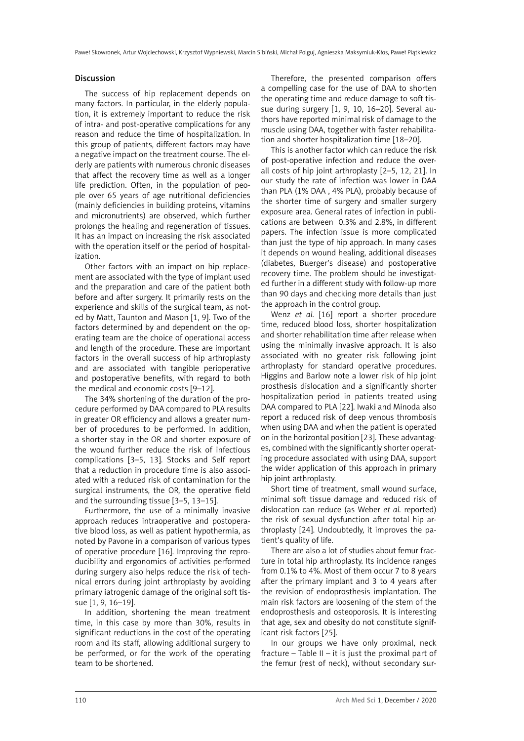## Discussion

The success of hip replacement depends on many factors. In particular, in the elderly population, it is extremely important to reduce the risk of intra- and post-operative complications for any reason and reduce the time of hospitalization. In this group of patients, different factors may have a negative impact on the treatment course. The elderly are patients with numerous chronic diseases that affect the recovery time as well as a longer life prediction. Often, in the population of people over 65 years of age nutritional deficiencies (mainly deficiencies in building proteins, vitamins and micronutrients) are observed, which further prolongs the healing and regeneration of tissues. It has an impact on increasing the risk associated with the operation itself or the period of hospitalization.

Other factors with an impact on hip replacement are associated with the type of implant used and the preparation and care of the patient both before and after surgery. It primarily rests on the experience and skills of the surgical team, as noted by Matt, Taunton and Mason [1, 9]. Two of the factors determined by and dependent on the operating team are the choice of operational access and length of the procedure. These are important factors in the overall success of hip arthroplasty and are associated with tangible perioperative and postoperative benefits, with regard to both the medical and economic costs [9–12].

The 34% shortening of the duration of the procedure performed by DAA compared to PLA results in greater OR efficiency and allows a greater number of procedures to be performed. In addition, a shorter stay in the OR and shorter exposure of the wound further reduce the risk of infectious complications [3–5, 13]. Stocks and Self report that a reduction in procedure time is also associated with a reduced risk of contamination for the surgical instruments, the OR, the operative field and the surrounding tissue [3–5, 13–15].

Furthermore, the use of a minimally invasive approach reduces intraoperative and postoperative blood loss, as well as patient hypothermia, as noted by Pavone in a comparison of various types of operative procedure [16]. Improving the reproducibility and ergonomics of activities performed during surgery also helps reduce the risk of technical errors during joint arthroplasty by avoiding primary iatrogenic damage of the original soft tissue [1, 9, 16–19].

In addition, shortening the mean treatment time, in this case by more than 30%, results in significant reductions in the cost of the operating room and its staff, allowing additional surgery to be performed, or for the work of the operating team to be shortened.

Therefore, the presented comparison offers a compelling case for the use of DAA to shorten the operating time and reduce damage to soft tissue during surgery [1, 9, 10, 16–20]. Several authors have reported minimal risk of damage to the muscle using DAA, together with faster rehabilitation and shorter hospitalization time [18–20].

This is another factor which can reduce the risk of post-operative infection and reduce the overall costs of hip joint arthroplasty [2–5, 12, 21]. In our study the rate of infection was lower in DAA than PLA (1% DAA , 4% PLA), probably because of the shorter time of surgery and smaller surgery exposure area. General rates of infection in publications are between 0.3% and 2.8%, in different papers. The infection issue is more complicated than just the type of hip approach. In many cases it depends on wound healing, additional diseases (diabetes, Buerger's disease) and postoperative recovery time. The problem should be investigated further in a different study with follow-up more than 90 days and checking more details than just the approach in the control group.

Wenz *et al.* [16] report a shorter procedure time, reduced blood loss, shorter hospitalization and shorter rehabilitation time after release when using the minimally invasive approach. It is also associated with no greater risk following joint arthroplasty for standard operative procedures. Higgins and Barlow note a lower risk of hip joint prosthesis dislocation and a significantly shorter hospitalization period in patients treated using DAA compared to PLA [22]. Iwaki and Minoda also report a reduced risk of deep venous thrombosis when using DAA and when the patient is operated on in the horizontal position [23]. These advantages, combined with the significantly shorter operating procedure associated with using DAA, support the wider application of this approach in primary hip joint arthroplasty.

Short time of treatment, small wound surface, minimal soft tissue damage and reduced risk of dislocation can reduce (as Weber *et al.* reported) the risk of sexual dysfunction after total hip arthroplasty [24]. Undoubtedly, it improves the patient's quality of life.

There are also a lot of studies about femur fracture in total hip arthroplasty. Its incidence ranges from 0.1% to 4%. Most of them occur 7 to 8 years after the primary implant and 3 to 4 years after the revision of endoprosthesis implantation. The main risk factors are loosening of the stem of the endoprosthesis and osteoporosis. It is interesting that age, sex and obesity do not constitute significant risk factors [25].

In our groups we have only proximal, neck fracture – Table II – it is just the proximal part of the femur (rest of neck), without secondary sur-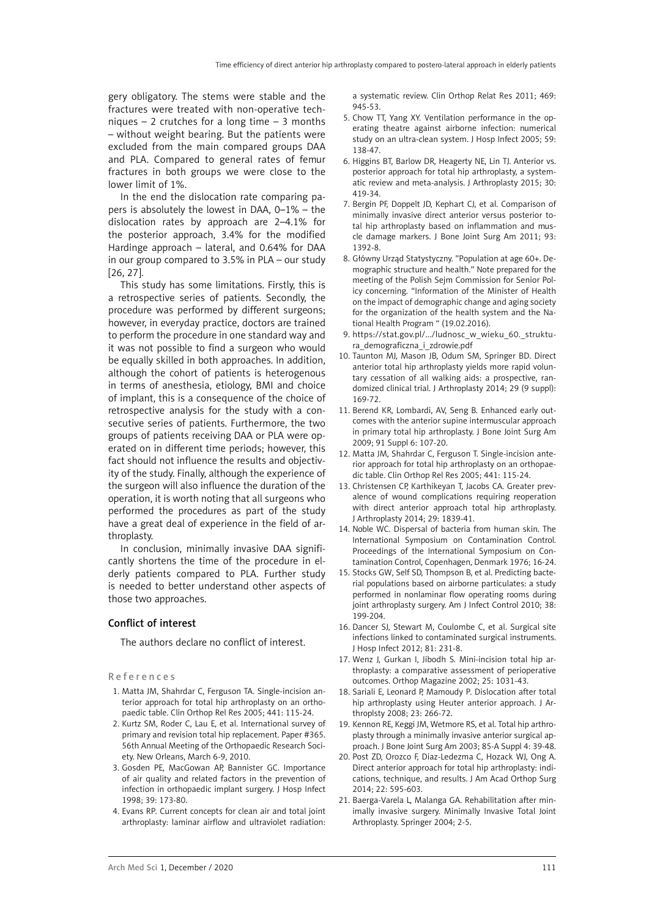gery obligatory. The stems were stable and the fractures were treated with non-operative techniques – 2 crutches for a long time – 3 months – without weight bearing. But the patients were excluded from the main compared groups DAA and PLA. Compared to general rates of femur fractures in both groups we were close to the lower limit of 1%.

In the end the dislocation rate comparing papers is absolutely the lowest in DAA, 0–1% – the dislocation rates by approach are 2–4.1% for the posterior approach, 3.4% for the modified Hardinge approach – lateral, and 0.64% for DAA in our group compared to 3.5% in PLA – our study [26, 27].

This study has some limitations. Firstly, this is a retrospective series of patients. Secondly, the procedure was performed by different surgeons; however, in everyday practice, doctors are trained to perform the procedure in one standard way and it was not possible to find a surgeon who would be equally skilled in both approaches. In addition, although the cohort of patients is heterogenous in terms of anesthesia, etiology, BMI and choice of implant, this is a consequence of the choice of retrospective analysis for the study with a consecutive series of patients. Furthermore, the two groups of patients receiving DAA or PLA were operated on in different time periods; however, this fact should not influence the results and objectivity of the study. Finally, although the experience of the surgeon will also influence the duration of the operation, it is worth noting that all surgeons who performed the procedures as part of the study have a great deal of experience in the field of arthroplasty.

In conclusion, minimally invasive DAA significantly shortens the time of the procedure in elderly patients compared to PLA. Further study is needed to better understand other aspects of those two approaches.

## Conflict of interest

The authors declare no conflict of interest.

## References

1. Matta JM, Shahrdar C, Ferguson TA. Single-incision anterior approach for total hip arthroplasty on an orthopaedic table. Clin Orthop Rel Res 2005; 441: 115-24.
2. Kurtz SM, Roder C, Lau E, et al. International survey of primary and revision total hip replacement. Paper #365. 56th Annual Meeting of the Orthopaedic Research Society. New Orleans, March 6-9, 2010.
3. Gosden PE, MacGowan AP, Bannister GC. Importance of air quality and related factors in the prevention of infection in orthopaedic implant surgery. J Hosp Infect 1998; 39: 173-80.
4. Evans RP. Current concepts for clean air and total joint arthroplasty: laminar airflow and ultraviolet radiation: a systematic review. Clin Orthop Relat Res 2011; 469: 945-53.
5. Chow TT, Yang XY. Ventilation performance in the operating theatre against airborne infection: numerical study on an ultra-clean system. J Hosp Infect 2005; 59: 138-47.
6. Higgins BT, Barlow DR, Heagerty NE, Lin TJ. Anterior vs. posterior approach for total hip arthroplasty, a systematic review and meta-analysis. J Arthroplasty 2015; 30: 419-34.
7. Bergin PF, Doppelt JD, Kephart CJ, et al. Comparison of minimally invasive direct anterior versus posterior total hip arthroplasty based on inflammation and muscle damage markers. J Bone Joint Surg Am 2011; 93: 1392-8.
8. Główny Urząd Statystyczny. "Population at age 60+. Demographic structure and health." Note prepared for the meeting of the Polish Sejm Commission for Senior Policy concerning. "Information of the Minister of Health on the impact of demographic change and aging society for the organization of the health system and the National Health Program " (19.02.2016).
9. https://stat.gov.pl/.../ludnosc_w_wieku_60._struktura_demograficzna_i_zdrowie.pdf
10. Taunton MJ, Mason JB, Odum SM, Springer BD. Direct anterior total hip arthroplasty yields more rapid voluntary cessation of all walking aids: a prospective, randomized clinical trial. J Arthroplasty 2014; 29 (9 suppl): 169-72.
11. Berend KR, Lombardi, AV, Seng B. Enhanced early outcomes with the anterior supine intermuscular approach in primary total hip arthroplasty. J Bone Joint Surg Am 2009; 91 Suppl 6: 107-20.
12. Matta JM, Shahrdar C, Ferguson T. Single-incision anterior approach for total hip arthroplasty on an orthopaedic table. Clin Orthop Rel Res 2005; 441: 115-24.
13. Christensen CP, Karthikeyan T, Jacobs CA. Greater prevalence of wound complications requiring reoperation with direct anterior approach total hip arthroplasty. J Arthroplasty 2014; 29: 1839-41.
14. Noble WC. Dispersal of bacteria from human skin. The International Symposium on Contamination Control. Proceedings of the International Symposium on Contamination Control, Copenhagen, Denmark 1976; 16-24.
15. Stocks GW, Self SD, Thompson B, et al. Predicting bacterial populations based on airborne particulates: a study performed in nonlaminar flow operating rooms during joint arthroplasty surgery. Am J Infect Control 2010; 38: 199-204.
16. Dancer SJ, Stewart M, Coulombe C, et al. Surgical site infections linked to contaminated surgical instruments. J Hosp Infect 2012; 81: 231-8.
17. Wenz J, Gurkan I, Jibodh S. Mini-incision total hip arthroplasty: a comparative assessment of perioperative outcomes. Orthop Magazine 2002; 25: 1031-43.
18. Sariali E, Leonard P, Mamoudy P. Dislocation after total hip arthroplasty using Heuter anterior approach. J Arthroplsty 2008; 23: 266-72.
19. Kennon RE, Keggi JM, Wetmore RS, et al. Total hip arthroplasty through a minimally invasive anterior surgical approach. J Bone Joint Surg Am 2003; 85-A Suppl 4: 39-48.
20. Post ZD, Orozco F, Diaz-Ledezma C, Hozack WJ, Ong A. Direct anterior approach for total hip arthroplasty: indications, technique, and results. J Am Acad Orthop Surg 2014; 22: 595-603.
21. Baerga-Varela L, Malanga GA. Rehabilitation after minimally invasive surgery. Minimally Invasive Total Joint Arthroplasty. Springer 2004; 2-5.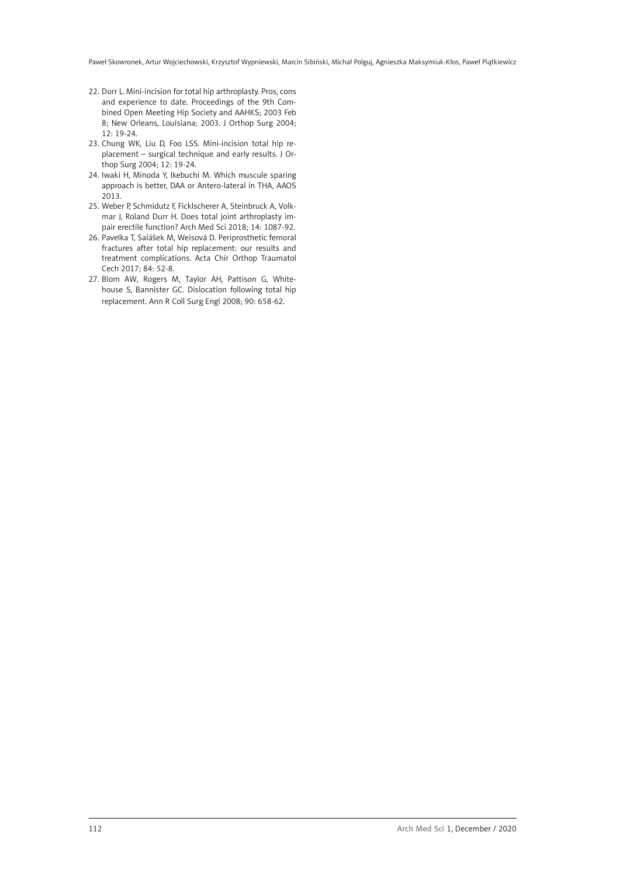22. Dorr L. Mini-incision for total hip arthroplasty. Pros, cons and experience to date. Proceedings of the 9th Combined Open Meeting Hip Society and AAHKS; 2003 Feb 8; New Orleans, Louisiana; 2003. J Orthop Surg 2004; 12: 19-24.
23. Chung WK, Liu D, Foo LSS. Mini-incision total hip replacement – surgical technique and early results. J Orthop Surg 2004; 12: 19-24.
24. Iwaki H, Minoda Y, Ikebuchi M. Which muscle sparing approach is better, DAA or Antero-lateral in THA, AAOS 2013.
25. Weber P, Schmidutz F, Ficklscherer A, Steinbruck A, Volkmar J, Roland Durr H. Does total joint arthroplasty impair erectile function? Arch Med Sci 2018; 14: 1087-92.
26. Pavelka T, Salášek M, Weisová D. Periprosthetic femoral fractures after total hip replacement: our results and treatment complications. Acta Chir Orthop Traumatol Cech 2017; 84: 52-8.
27. Blom AW, Rogers M, Taylor AH, Pattison G, Whitehouse S, Bannister GC. Dislocation following total hip replacement. Ann R Coll Surg Engl 2008; 90: 658-62.